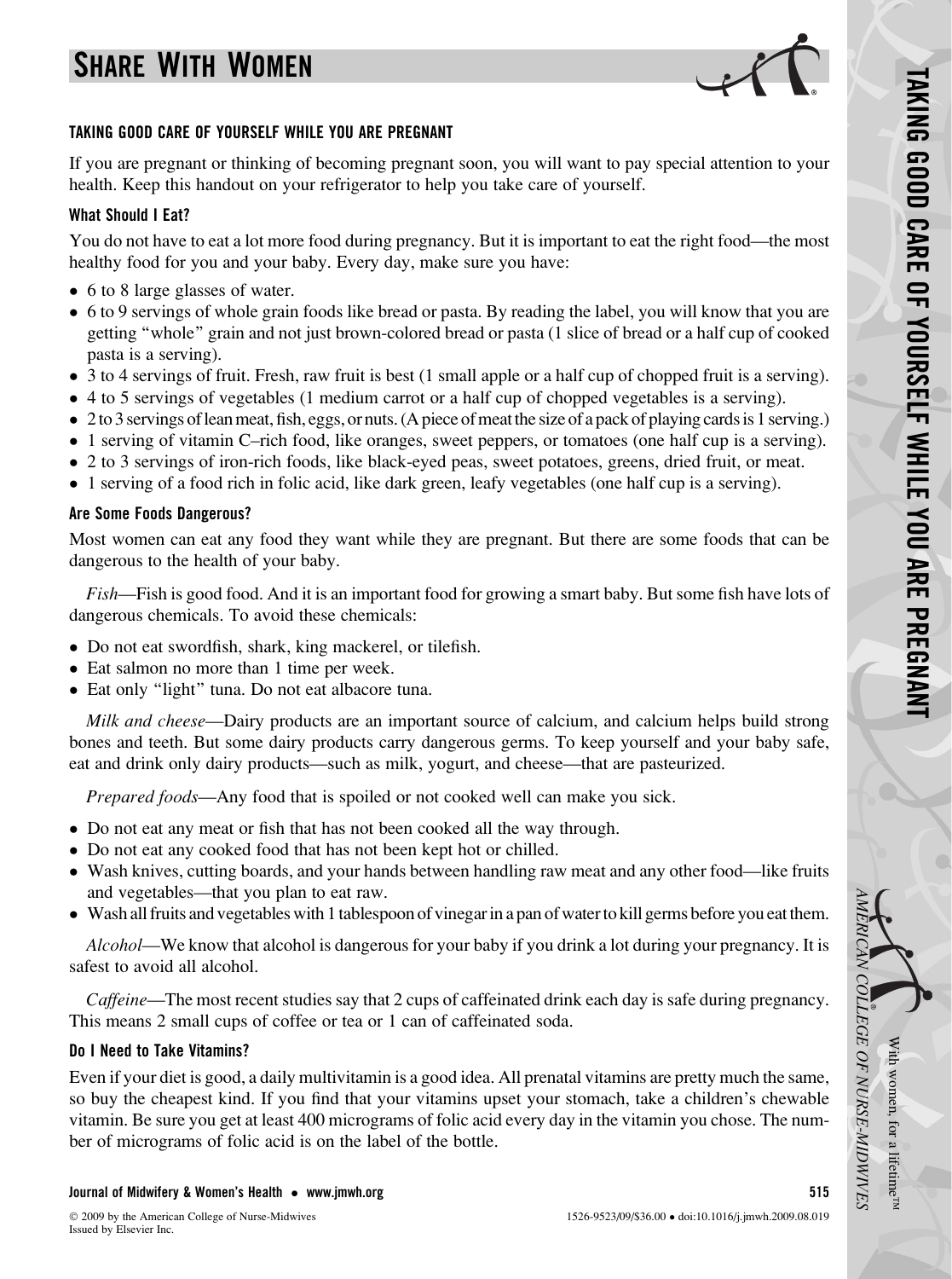# SHARE WITH WOMEN

## TAKING GOOD CARE OF YOURSELF WHILE YOU ARE PREGNANT

If you are pregnant or thinking of becoming pregnant soon, you will want to pay special attention to your health. Keep this handout on your refrigerator to help you take care of yourself.

### What Should I Eat?

You do not have to eat a lot more food during pregnancy. But it is important to eat the right food—the most healthy food for you and your baby. Every day, make sure you have:

- 6 to 8 large glasses of water.
- 6 to 9 servings of whole grain foods like bread or pasta. By reading the label, you will know that you are getting "whole" grain and not just brown-colored bread or pasta (1 slice of bread or a half cup of cooked pasta is a serving).
- 3 to 4 servings of fruit. Fresh, raw fruit is best (1 small apple or a half cup of chopped fruit is a serving).
- 4 to 5 servings of vegetables (1 medium carrot or a half cup of chopped vegetables is a serving).
- 2 to 3 servings of lean meat, fish, eggs, or nuts. (A piece of meat the size of a pack of playing cards is 1 serving.)
- 1 serving of vitamin C–rich food, like oranges, sweet peppers, or tomatoes (one half cup is a serving).
- 2 to 3 servings of iron-rich foods, like black-eyed peas, sweet potatoes, greens, dried fruit, or meat.
- 1 serving of a food rich in folic acid, like dark green, leafy vegetables (one half cup is a serving).

### Are Some Foods Dangerous?

Most women can eat any food they want while they are pregnant. But there are some foods that can be dangerous to the health of your baby.

*Fish*—Fish is good food. And it is an important food for growing a smart baby. But some fish have lots of dangerous chemicals. To avoid these chemicals:

- Do not eat swordfish, shark, king mackerel, or tilefish.
- Eat salmon no more than 1 time per week.
- Eat only "light" tuna. Do not eat albacore tuna.

*Milk and cheese*—Dairy products are an important source of calcium, and calcium helps build strong bones and teeth. But some dairy products carry dangerous germs. To keep yourself and your baby safe, eat and drink only dairy products—such as milk, yogurt, and cheese—that are pasteurized.

*Prepared foods*—Any food that is spoiled or not cooked well can make you sick.

- Do not eat any meat or fish that has not been cooked all the way through.
- Do not eat any cooked food that has not been kept hot or chilled.
- Wash knives, cutting boards, and your hands between handling raw meat and any other food—like fruits and vegetables—that you plan to eat raw.
- Wash all fruits and vegetables with 1 tablespoon of vinegar in a pan of water to kill germs before you eat them.

*Alcohol*—We know that alcohol is dangerous for your baby if you drink a lot during your pregnancy. It is safest to avoid all alcohol.

*Caffeine*—The most recent studies say that 2 cups of caffeinated drink each day is safe during pregnancy. This means 2 small cups of coffee or tea or 1 can of caffeinated soda.

### Do I Need to Take Vitamins?

Even if your diet is good, a daily multivitamin is a good idea. All prenatal vitamins are pretty much the same, so buy the cheapest kind. If you find that your vitamins upset your stomach, take a children's chewable vitamin. Be sure you get at least 400 micrograms of folic acid every day in the vitamin you chose. The number of micrograms of folic acid is on the label of the bottle.

© 2009 by the American College of Nurse-Midwives
Issued by Elsevier Inc.

1526-9523/09/$36.00 • doi:10.1016/j.jmwh.2009.08.019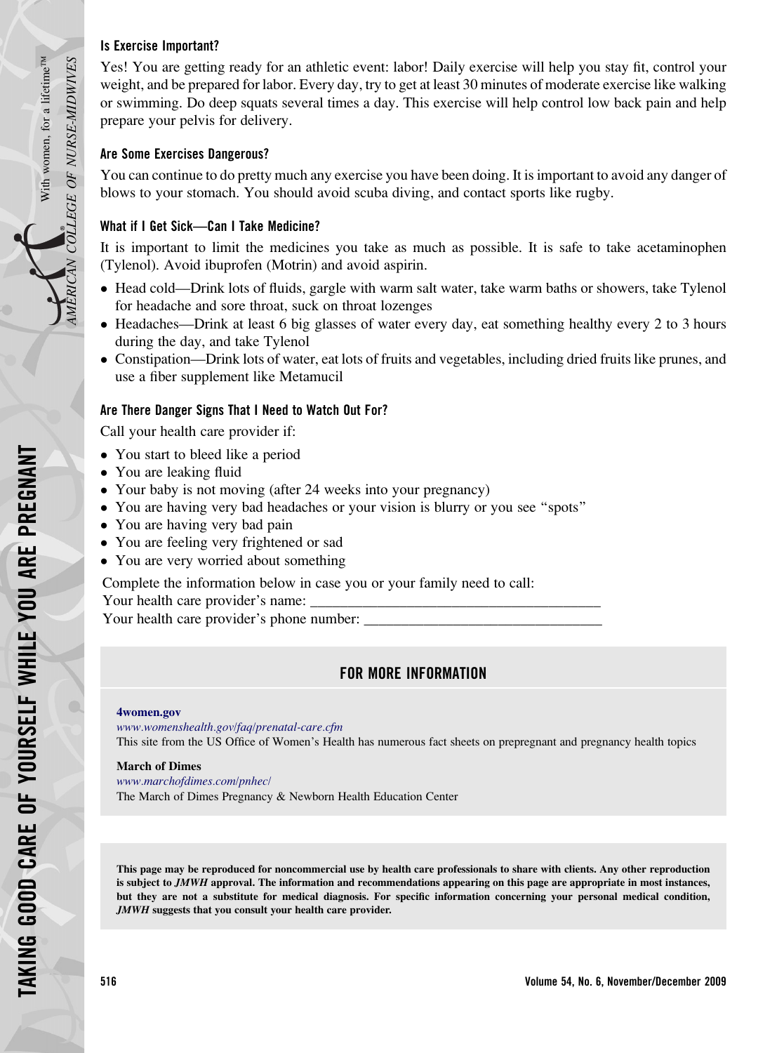### Is Exercise Important?

Yes! You are getting ready for an athletic event: labor! Daily exercise will help you stay fit, control your weight, and be prepared for labor. Every day, try to get at least 30 minutes of moderate exercise like walking or swimming. Do deep squats several times a day. This exercise will help control low back pain and help prepare your pelvis for delivery.

### Are Some Exercises Dangerous?

You can continue to do pretty much any exercise you have been doing. It is important to avoid any danger of blows to your stomach. You should avoid scuba diving, and contact sports like rugby.

### What if I Get Sick—Can I Take Medicine?

It is important to limit the medicines you take as much as possible. It is safe to take acetaminophen (Tylenol). Avoid ibuprofen (Motrin) and avoid aspirin.

- Head cold—Drink lots of fluids, gargle with warm salt water, take warm baths or showers, take Tylenol for headache and sore throat, suck on throat lozenges
- Headaches—Drink at least 6 big glasses of water every day, eat something healthy every 2 to 3 hours during the day, and take Tylenol
- Constipation—Drink lots of water, eat lots of fruits and vegetables, including dried fruits like prunes, and use a fiber supplement like Metamucil

### Are There Danger Signs That I Need to Watch Out For?

Call your health care provider if:

- You start to bleed like a period
- You are leaking fluid
- Your baby is not moving (after 24 weeks into your pregnancy)
- You are having very bad headaches or your vision is blurry or you see "spots"
- You are having very bad pain
- You are feeling very frightened or sad
- You are very worried about something

Complete the information below in case you or your family need to call:

Your health care provider's name: ______________________________________

Your health care provider's phone number: _______________________________

## FOR MORE INFORMATION

**4women.gov**
*www.womenshealth.gov/faq/prenatal-care.cfm*
This site from the US Office of Women's Health has numerous fact sheets on prepregnant and pregnancy health topics

**March of Dimes**
*www.marchofdimes.com/pnhec/*
The March of Dimes Pregnancy & Newborn Health Education Center

**This page may be reproduced for noncommercial use by health care professionals to share with clients. Any other reproduction is subject to *JMWH* approval. The information and recommendations appearing on this page are appropriate in most instances, but they are not a substitute for medical diagnosis. For specific information concerning your personal medical condition, *JMWH* suggests that you consult your health care provider.**